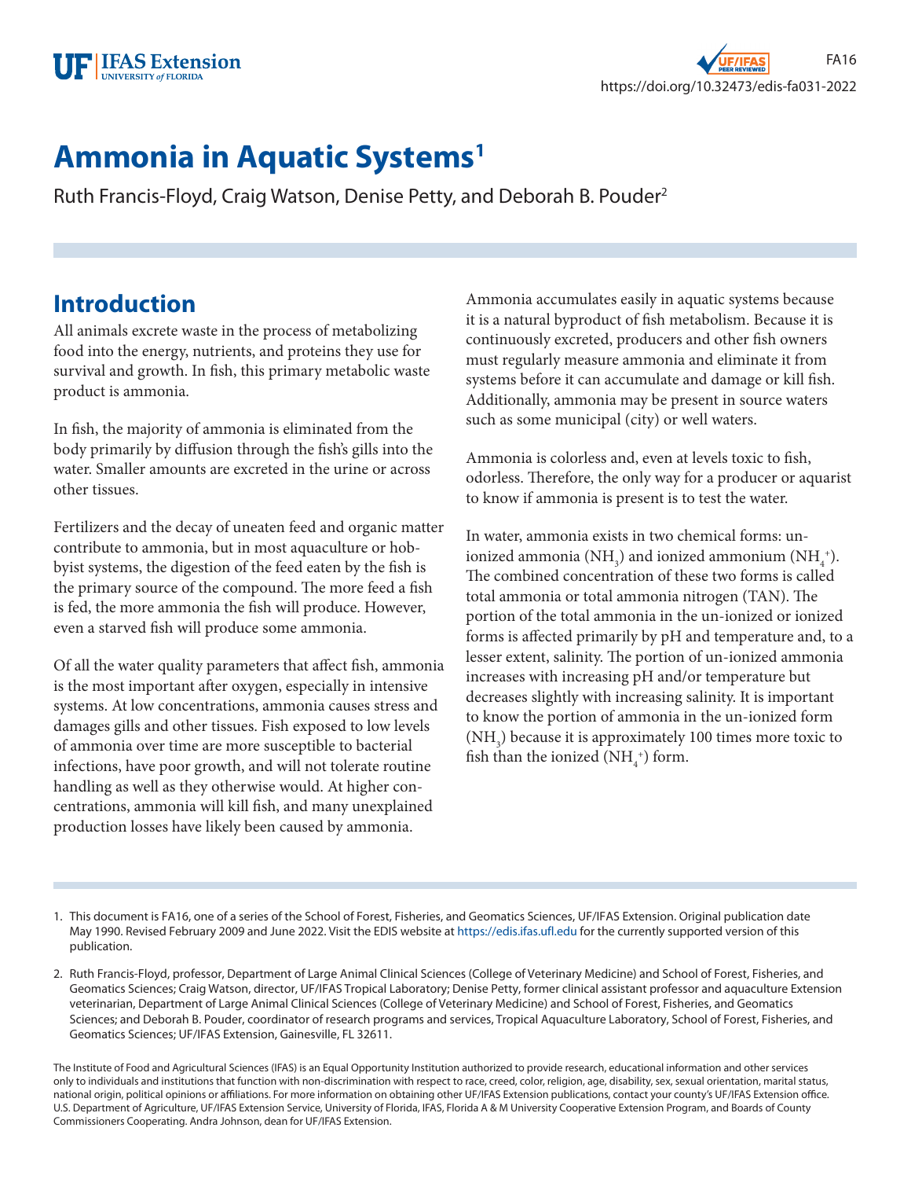# Ammonia in Aquatic Systems[1]

Ruth Francis-Floyd, Craig Watson, Denise Petty, and Deborah B. Pouder[2]

## Introduction

All animals excrete waste in the process of metabolizing food into the energy, nutrients, and proteins they use for survival and growth. In fish, this primary metabolic waste product is ammonia.

In fish, the majority of ammonia is eliminated from the body primarily by diffusion through the fish's gills into the water. Smaller amounts are excreted in the urine or across other tissues.

Fertilizers and the decay of uneaten feed and organic matter contribute to ammonia, but in most aquaculture or hobbyist systems, the digestion of the feed eaten by the fish is the primary source of the compound. The more feed a fish is fed, the more ammonia the fish will produce. However, even a starved fish will produce some ammonia.

Of all the water quality parameters that affect fish, ammonia is the most important after oxygen, especially in intensive systems. At low concentrations, ammonia causes stress and damages gills and other tissues. Fish exposed to low levels of ammonia over time are more susceptible to bacterial infections, have poor growth, and will not tolerate routine handling as well as they otherwise would. At higher concentrations, ammonia will kill fish, and many unexplained production losses have likely been caused by ammonia.

Ammonia accumulates easily in aquatic systems because it is a natural byproduct of fish metabolism. Because it is continuously excreted, producers and other fish owners must regularly measure ammonia and eliminate it from systems before it can accumulate and damage or kill fish. Additionally, ammonia may be present in source waters such as some municipal (city) or well waters.

Ammonia is colorless and, even at levels toxic to fish, odorless. Therefore, the only way for a producer or aquarist to know if ammonia is present is to test the water.

In water, ammonia exists in two chemical forms: un-ionized ammonia ($NH_3$) and ionized ammonium ($NH_4^+$). The combined concentration of these two forms is called total ammonia or total ammonia nitrogen (TAN). The portion of the total ammonia in the un-ionized or ionized forms is affected primarily by pH and temperature and, to a lesser extent, salinity. The portion of un-ionized ammonia increases with increasing pH and/or temperature but decreases slightly with increasing salinity. It is important to know the portion of ammonia in the un-ionized form ($NH_3$) because it is approximately 100 times more toxic to fish than the ionized ($NH_4^+$) form.

---

1. This document is FA16, one of a series of the School of Forest, Fisheries, and Geomatics Sciences, UF/IFAS Extension. Original publication date May 1990. Revised February 2009 and June 2022. Visit the EDIS website at https://edis.ifas.ufl.edu for the currently supported version of this publication.

2. Ruth Francis-Floyd, professor, Department of Large Animal Clinical Sciences (College of Veterinary Medicine) and School of Forest, Fisheries, and Geomatics Sciences; Craig Watson, director, UF/IFAS Tropical Laboratory; Denise Petty, former clinical assistant professor and aquaculture Extension veterinarian, Department of Large Animal Clinical Sciences (College of Veterinary Medicine) and School of Forest, Fisheries, and Geomatics Sciences; and Deborah B. Pouder, coordinator of research programs and services, Tropical Aquaculture Laboratory, School of Forest, Fisheries, and Geomatics Sciences; UF/IFAS Extension, Gainesville, FL 32611.

The Institute of Food and Agricultural Sciences (IFAS) is an Equal Opportunity Institution authorized to provide research, educational information and other services only to individuals and institutions that function with non-discrimination with respect to race, creed, color, religion, age, disability, sex, sexual orientation, marital status, national origin, political opinions or affiliations. For more information on obtaining other UF/IFAS Extension publications, contact your county's UF/IFAS Extension office. U.S. Department of Agriculture, UF/IFAS Extension Service, University of Florida, IFAS, Florida A & M University Cooperative Extension Program, and Boards of County Commissioners Cooperating. Andra Johnson, dean for UF/IFAS Extension.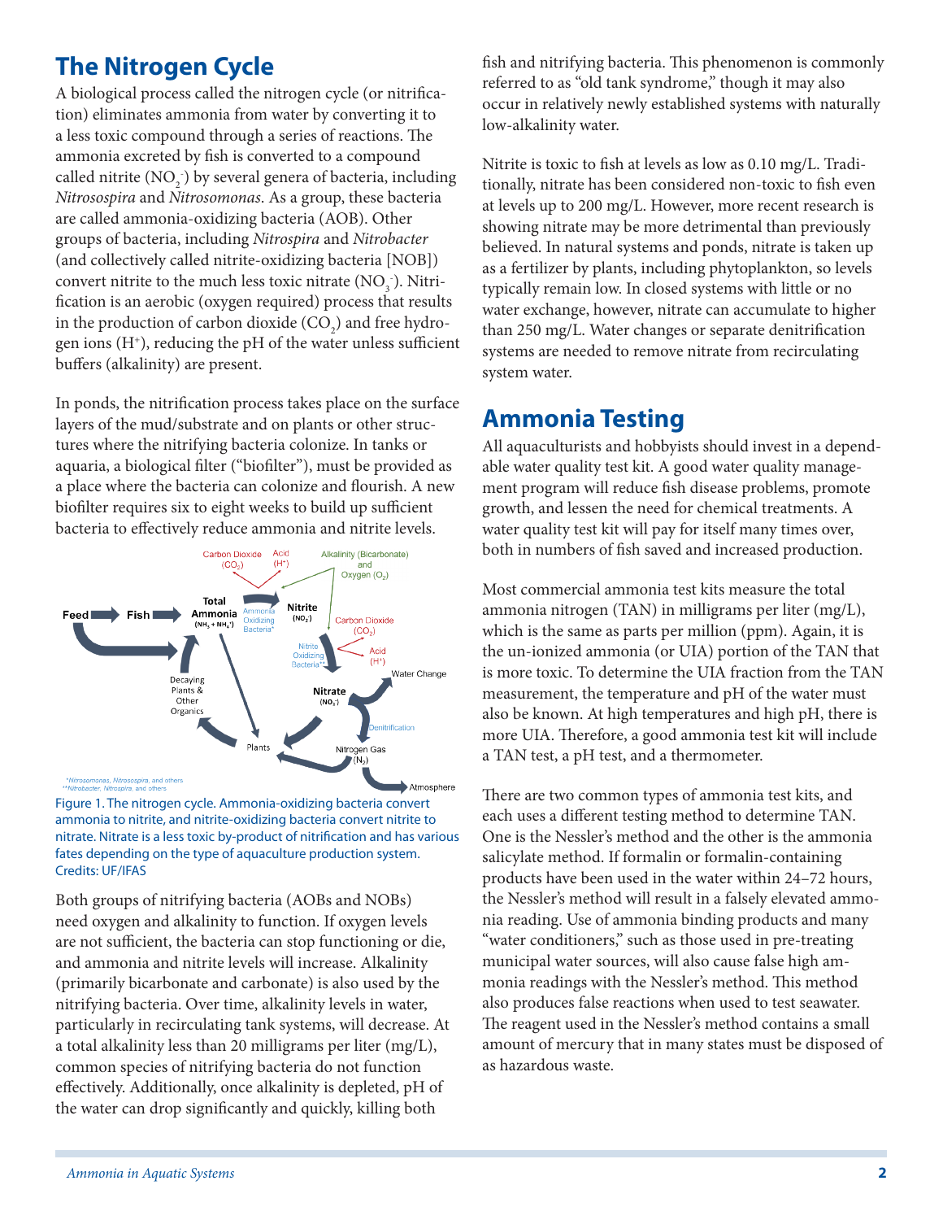## The Nitrogen Cycle

A biological process called the nitrogen cycle (or nitrification) eliminates ammonia from water by converting it to a less toxic compound through a series of reactions. The ammonia excreted by fish is converted to a compound called nitrite ($NO_2^-$) by several genera of bacteria, including *Nitrosospira* and *Nitrosomonas*. As a group, these bacteria are called ammonia-oxidizing bacteria (AOB). Other groups of bacteria, including *Nitrospira* and *Nitrobacter* (and collectively called nitrite-oxidizing bacteria [NOB]) convert nitrite to the much less toxic nitrate ($NO_3^-$). Nitrification is an aerobic (oxygen required) process that results in the production of carbon dioxide ($CO_2$) and free hydrogen ions ($H^+$), reducing the pH of the water unless sufficient buffers (alkalinity) are present.

In ponds, the nitrification process takes place on the surface layers of the mud/substrate and on plants or other structures where the nitrifying bacteria colonize. In tanks or aquaria, a biological filter ("biofilter"), must be provided as a place where the bacteria can colonize and flourish. A new biofilter requires six to eight weeks to build up sufficient bacteria to effectively reduce ammonia and nitrite levels.

Figure 1. The nitrogen cycle. Ammonia-oxidizing bacteria convert ammonia to nitrite, and nitrite-oxidizing bacteria convert nitrite to nitrate. Nitrate is a less toxic by-product of nitrification and has various fates depending on the type of aquaculture production system.
Credits: UF/IFAS

Both groups of nitrifying bacteria (AOBs and NOBs) need oxygen and alkalinity to function. If oxygen levels are not sufficient, the bacteria can stop functioning or die, and ammonia and nitrite levels will increase. Alkalinity (primarily bicarbonate and carbonate) is also used by the nitrifying bacteria. Over time, alkalinity levels in water, particularly in recirculating tank systems, will decrease. At a total alkalinity less than 20 milligrams per liter (mg/L), common species of nitrifying bacteria do not function effectively. Additionally, once alkalinity is depleted, pH of the water can drop significantly and quickly, killing both fish and nitrifying bacteria. This phenomenon is commonly referred to as "old tank syndrome," though it may also occur in relatively newly established systems with naturally low-alkalinity water.

Nitrite is toxic to fish at levels as low as 0.10 mg/L. Traditionally, nitrate has been considered non-toxic to fish even at levels up to 200 mg/L. However, more recent research is showing nitrate may be more detrimental than previously believed. In natural systems and ponds, nitrate is taken up as a fertilizer by plants, including phytoplankton, so levels typically remain low. In closed systems with little or no water exchange, however, nitrate can accumulate to higher than 250 mg/L. Water changes or separate denitrification systems are needed to remove nitrate from recirculating system water.

## Ammonia Testing

All aquaculturists and hobbyists should invest in a dependable water quality test kit. A good water quality management program will reduce fish disease problems, promote growth, and lessen the need for chemical treatments. A water quality test kit will pay for itself many times over, both in numbers of fish saved and increased production.

Most commercial ammonia test kits measure the total ammonia nitrogen (TAN) in milligrams per liter (mg/L), which is the same as parts per million (ppm). Again, it is the un-ionized ammonia (or UIA) portion of the TAN that is more toxic. To determine the UIA fraction from the TAN measurement, the temperature and pH of the water must also be known. At high temperatures and high pH, there is more UIA. Therefore, a good ammonia test kit will include a TAN test, a pH test, and a thermometer.

There are two common types of ammonia test kits, and each uses a different testing method to determine TAN. One is the Nessler's method and the other is the ammonia salicylate method. If formalin or formalin-containing products have been used in the water within 24–72 hours, the Nessler's method will result in a falsely elevated ammonia reading. Use of ammonia binding products and many "water conditioners," such as those used in pre-treating municipal water sources, will also cause false high ammonia readings with the Nessler's method. This method also produces false reactions when used to test seawater. The reagent used in the Nessler's method contains a small amount of mercury that in many states must be disposed of as hazardous waste.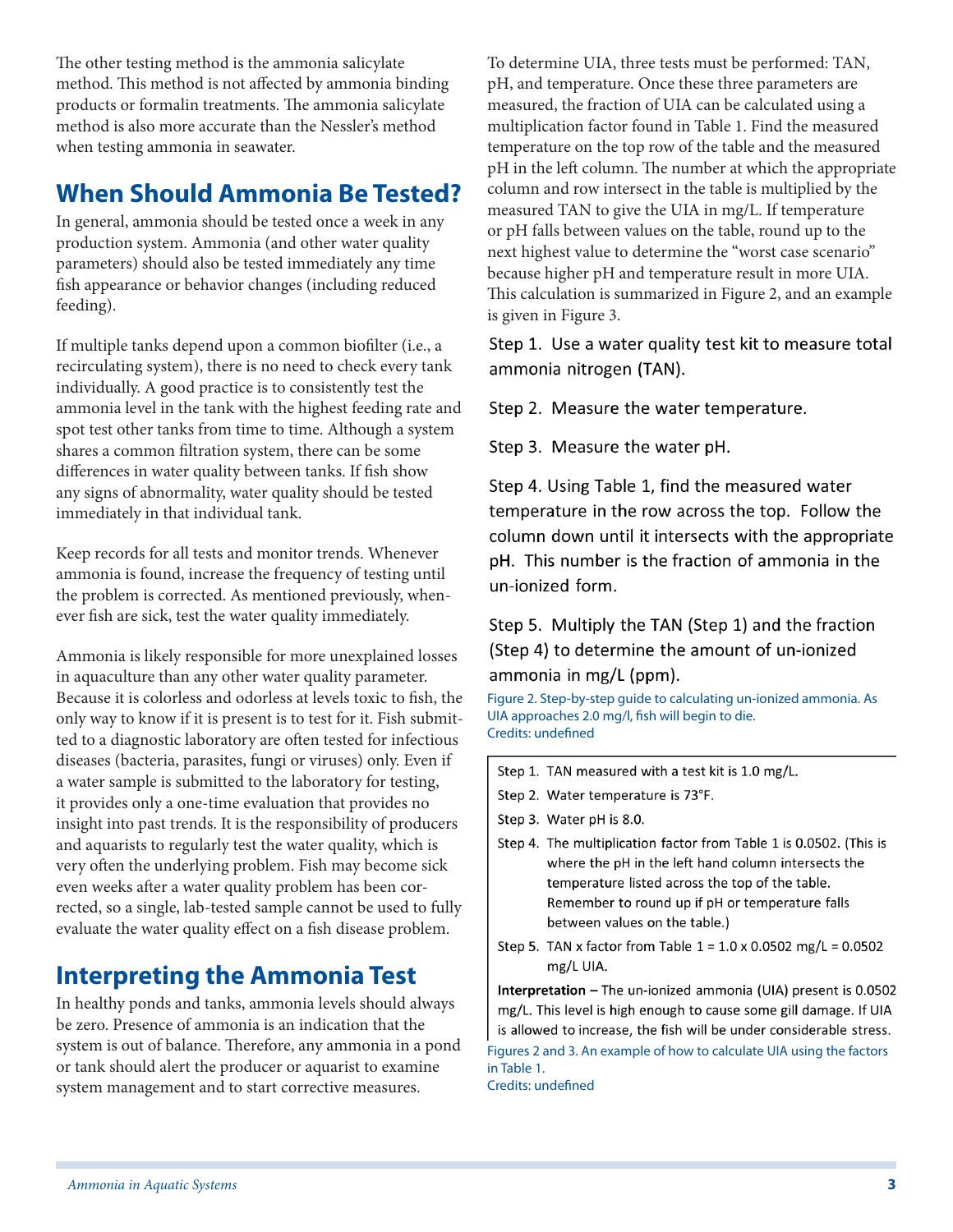The other testing method is the ammonia salicylate method. This method is not affected by ammonia binding products or formalin treatments. The ammonia salicylate method is also more accurate than the Nessler's method when testing ammonia in seawater.

## When Should Ammonia Be Tested?

In general, ammonia should be tested once a week in any production system. Ammonia (and other water quality parameters) should also be tested immediately any time fish appearance or behavior changes (including reduced feeding).

If multiple tanks depend upon a common biofilter (i.e., a recirculating system), there is no need to check every tank individually. A good practice is to consistently test the ammonia level in the tank with the highest feeding rate and spot test other tanks from time to time. Although a system shares a common filtration system, there can be some differences in water quality between tanks. If fish show any signs of abnormality, water quality should be tested immediately in that individual tank.

Keep records for all tests and monitor trends. Whenever ammonia is found, increase the frequency of testing until the problem is corrected. As mentioned previously, whenever fish are sick, test the water quality immediately.

Ammonia is likely responsible for more unexplained losses in aquaculture than any other water quality parameter. Because it is colorless and odorless at levels toxic to fish, the only way to know if it is present is to test for it. Fish submitted to a diagnostic laboratory are often tested for infectious diseases (bacteria, parasites, fungi or viruses) only. Even if a water sample is submitted to the laboratory for testing, it provides only a one-time evaluation that provides no insight into past trends. It is the responsibility of producers and aquarists to regularly test the water quality, which is very often the underlying problem. Fish may become sick even weeks after a water quality problem has been corrected, so a single, lab-tested sample cannot be used to fully evaluate the water quality effect on a fish disease problem.

## Interpreting the Ammonia Test

In healthy ponds and tanks, ammonia levels should always be zero. Presence of ammonia is an indication that the system is out of balance. Therefore, any ammonia in a pond or tank should alert the producer or aquarist to examine system management and to start corrective measures.

To determine UIA, three tests must be performed: TAN, pH, and temperature. Once these three parameters are measured, the fraction of UIA can be calculated using a multiplication factor found in Table 1. Find the measured temperature on the top row of the table and the measured pH in the left column. The number at which the appropriate column and row intersect in the table is multiplied by the measured TAN to give the UIA in mg/L. If temperature or pH falls between values on the table, round up to the next highest value to determine the "worst case scenario" because higher pH and temperature result in more UIA. This calculation is summarized in Figure 2, and an example is given in Figure 3.

Step 1. Use a water quality test kit to measure total ammonia nitrogen (TAN).

Step 2. Measure the water temperature.

Step 3. Measure the water pH.

Step 4. Using Table 1, find the measured water temperature in the row across the top. Follow the column down until it intersects with the appropriate pH. This number is the fraction of ammonia in the un-ionized form.

Step 5. Multiply the TAN (Step 1) and the fraction (Step 4) to determine the amount of un-ionized ammonia in mg/L (ppm).

Figure 2. Step-by-step guide to calculating un-ionized ammonia. As UIA approaches 2.0 mg/l, fish will begin to die.
Credits: undefined

Step 1. TAN measured with a test kit is 1.0 mg/L.

Step 2. Water temperature is 73°F.

Step 3. Water pH is 8.0.

Step 4. The multiplication factor from Table 1 is 0.0502. (This is where the pH in the left hand column intersects the temperature listed across the top of the table. Remember to round up if pH or temperature falls between values on the table.)

Step 5. TAN x factor from Table 1 = 1.0 x 0.0502 mg/L = 0.0502 mg/L UIA.

**Interpretation –** The un-ionized ammonia (UIA) present is 0.0502 mg/L. This level is high enough to cause some gill damage. If UIA is allowed to increase, the fish will be under considerable stress.

Figures 2 and 3. An example of how to calculate UIA using the factors in Table 1.
Credits: undefined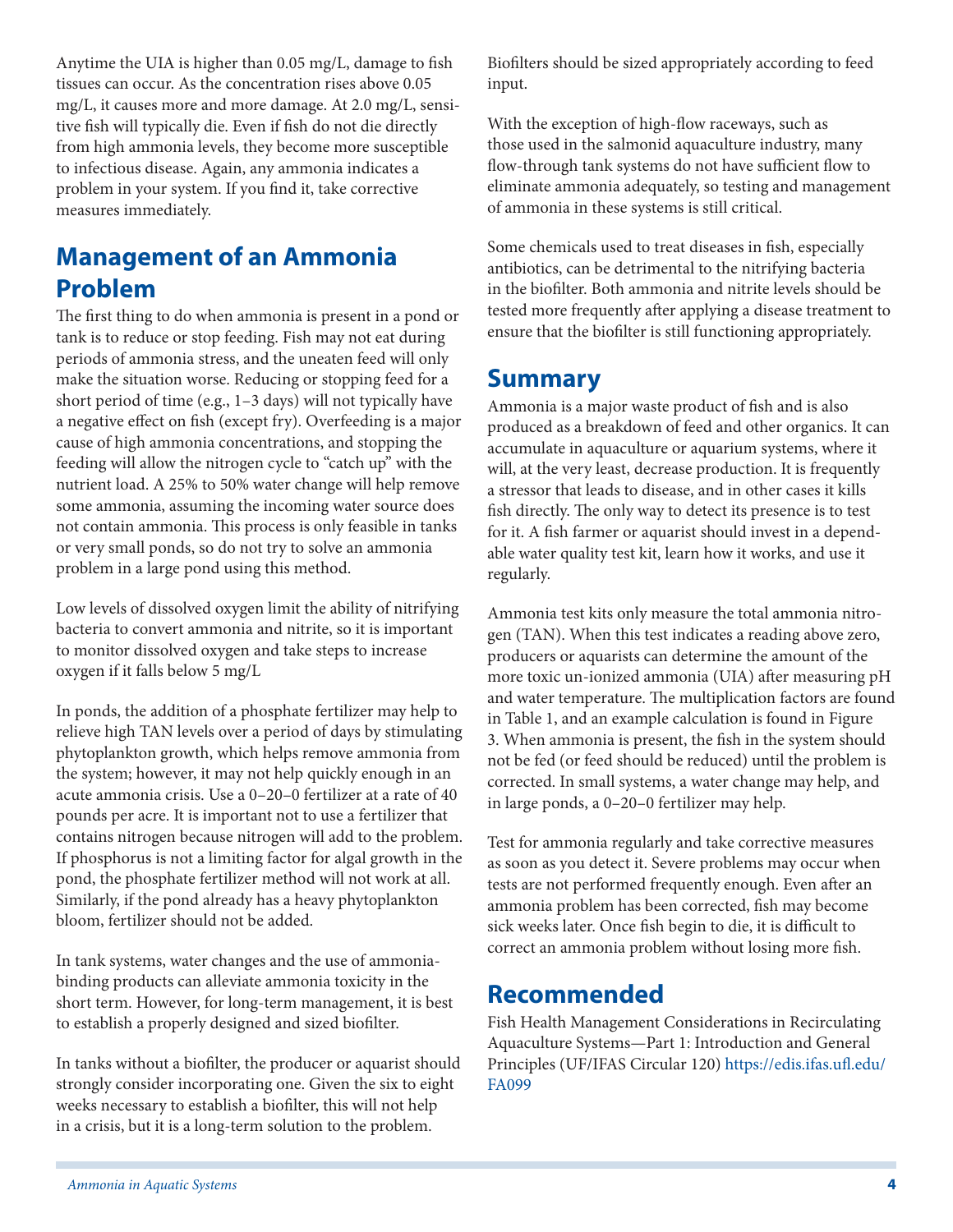Anytime the UIA is higher than 0.05 mg/L, damage to fish tissues can occur. As the concentration rises above 0.05 mg/L, it causes more and more damage. At 2.0 mg/L, sensitive fish will typically die. Even if fish do not die directly from high ammonia levels, they become more susceptible to infectious disease. Again, any ammonia indicates a problem in your system. If you find it, take corrective measures immediately.

## Management of an Ammonia Problem

The first thing to do when ammonia is present in a pond or tank is to reduce or stop feeding. Fish may not eat during periods of ammonia stress, and the uneaten feed will only make the situation worse. Reducing or stopping feed for a short period of time (e.g., 1–3 days) will not typically have a negative effect on fish (except fry). Overfeeding is a major cause of high ammonia concentrations, and stopping the feeding will allow the nitrogen cycle to "catch up" with the nutrient load. A 25% to 50% water change will help remove some ammonia, assuming the incoming water source does not contain ammonia. This process is only feasible in tanks or very small ponds, so do not try to solve an ammonia problem in a large pond using this method.

Low levels of dissolved oxygen limit the ability of nitrifying bacteria to convert ammonia and nitrite, so it is important to monitor dissolved oxygen and take steps to increase oxygen if it falls below 5 mg/L

In ponds, the addition of a phosphate fertilizer may help to relieve high TAN levels over a period of days by stimulating phytoplankton growth, which helps remove ammonia from the system; however, it may not help quickly enough in an acute ammonia crisis. Use a 0–20–0 fertilizer at a rate of 40 pounds per acre. It is important not to use a fertilizer that contains nitrogen because nitrogen will add to the problem. If phosphorus is not a limiting factor for algal growth in the pond, the phosphate fertilizer method will not work at all. Similarly, if the pond already has a heavy phytoplankton bloom, fertilizer should not be added.

In tank systems, water changes and the use of ammonia-binding products can alleviate ammonia toxicity in the short term. However, for long-term management, it is best to establish a properly designed and sized biofilter.

In tanks without a biofilter, the producer or aquarist should strongly consider incorporating one. Given the six to eight weeks necessary to establish a biofilter, this will not help in a crisis, but it is a long-term solution to the problem. Biofilters should be sized appropriately according to feed input.

With the exception of high-flow raceways, such as those used in the salmonid aquaculture industry, many flow-through tank systems do not have sufficient flow to eliminate ammonia adequately, so testing and management of ammonia in these systems is still critical.

Some chemicals used to treat diseases in fish, especially antibiotics, can be detrimental to the nitrifying bacteria in the biofilter. Both ammonia and nitrite levels should be tested more frequently after applying a disease treatment to ensure that the biofilter is still functioning appropriately.

## Summary

Ammonia is a major waste product of fish and is also produced as a breakdown of feed and other organics. It can accumulate in aquaculture or aquarium systems, where it will, at the very least, decrease production. It is frequently a stressor that leads to disease, and in other cases it kills fish directly. The only way to detect its presence is to test for it. A fish farmer or aquarist should invest in a dependable water quality test kit, learn how it works, and use it regularly.

Ammonia test kits only measure the total ammonia nitrogen (TAN). When this test indicates a reading above zero, producers or aquarists can determine the amount of the more toxic un-ionized ammonia (UIA) after measuring pH and water temperature. The multiplication factors are found in Table 1, and an example calculation is found in Figure 3. When ammonia is present, the fish in the system should not be fed (or feed should be reduced) until the problem is corrected. In small systems, a water change may help, and in large ponds, a 0–20–0 fertilizer may help.

Test for ammonia regularly and take corrective measures as soon as you detect it. Severe problems may occur when tests are not performed frequently enough. Even after an ammonia problem has been corrected, fish may become sick weeks later. Once fish begin to die, it is difficult to correct an ammonia problem without losing more fish.

## Recommended

Fish Health Management Considerations in Recirculating Aquaculture Systems—Part 1: Introduction and General Principles (UF/IFAS Circular 120) https://edis.ifas.ufl.edu/FA099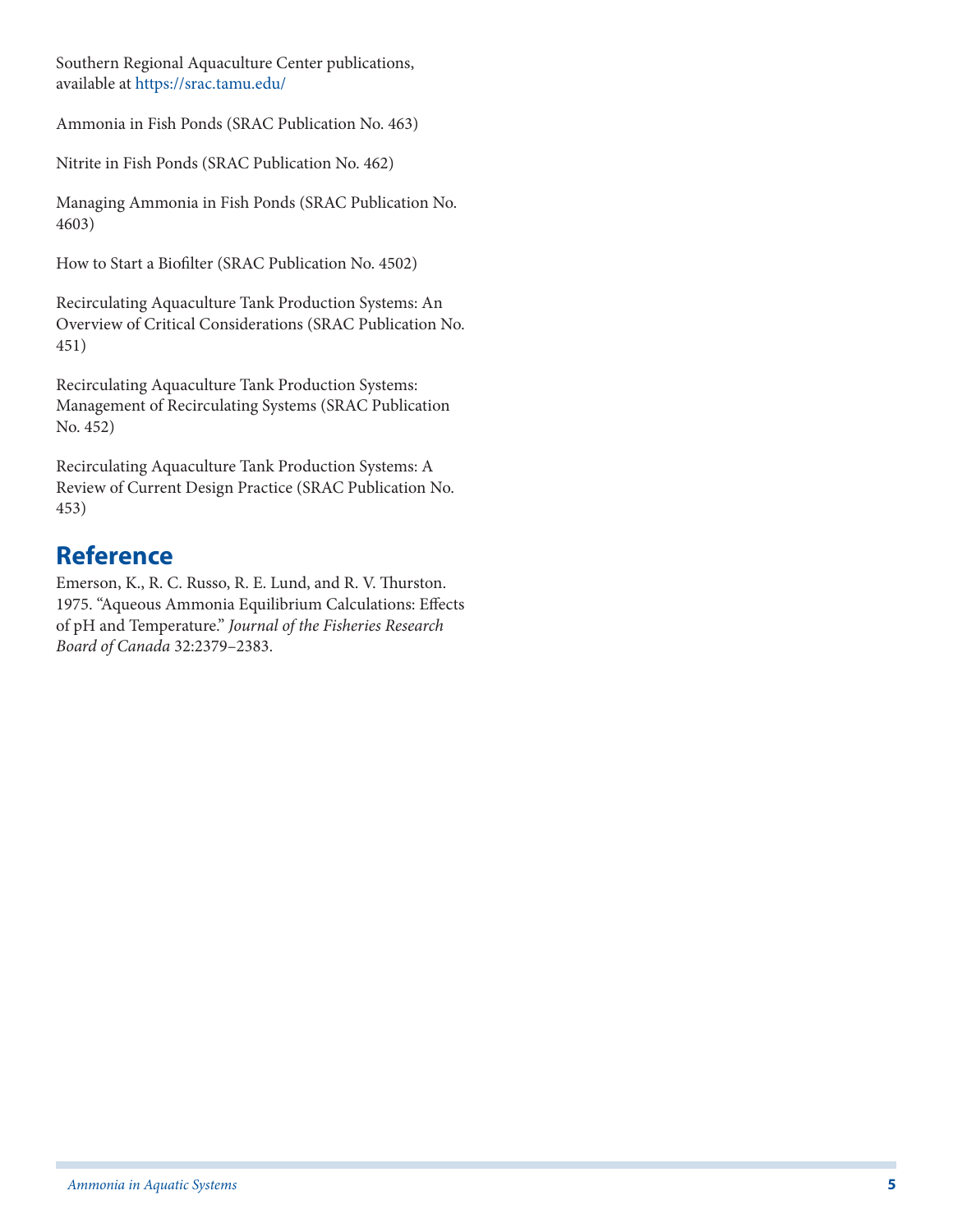Southern Regional Aquaculture Center publications, available at https://srac.tamu.edu/

Ammonia in Fish Ponds (SRAC Publication No. 463)

Nitrite in Fish Ponds (SRAC Publication No. 462)

Managing Ammonia in Fish Ponds (SRAC Publication No. 4603)

How to Start a Biofilter (SRAC Publication No. 4502)

Recirculating Aquaculture Tank Production Systems: An Overview of Critical Considerations (SRAC Publication No. 451)

Recirculating Aquaculture Tank Production Systems: Management of Recirculating Systems (SRAC Publication No. 452)

Recirculating Aquaculture Tank Production Systems: A Review of Current Design Practice (SRAC Publication No. 453)

## Reference

Emerson, K., R. C. Russo, R. E. Lund, and R. V. Thurston. 1975. "Aqueous Ammonia Equilibrium Calculations: Effects of pH and Temperature." *Journal of the Fisheries Research Board of Canada* 32:2379–2383.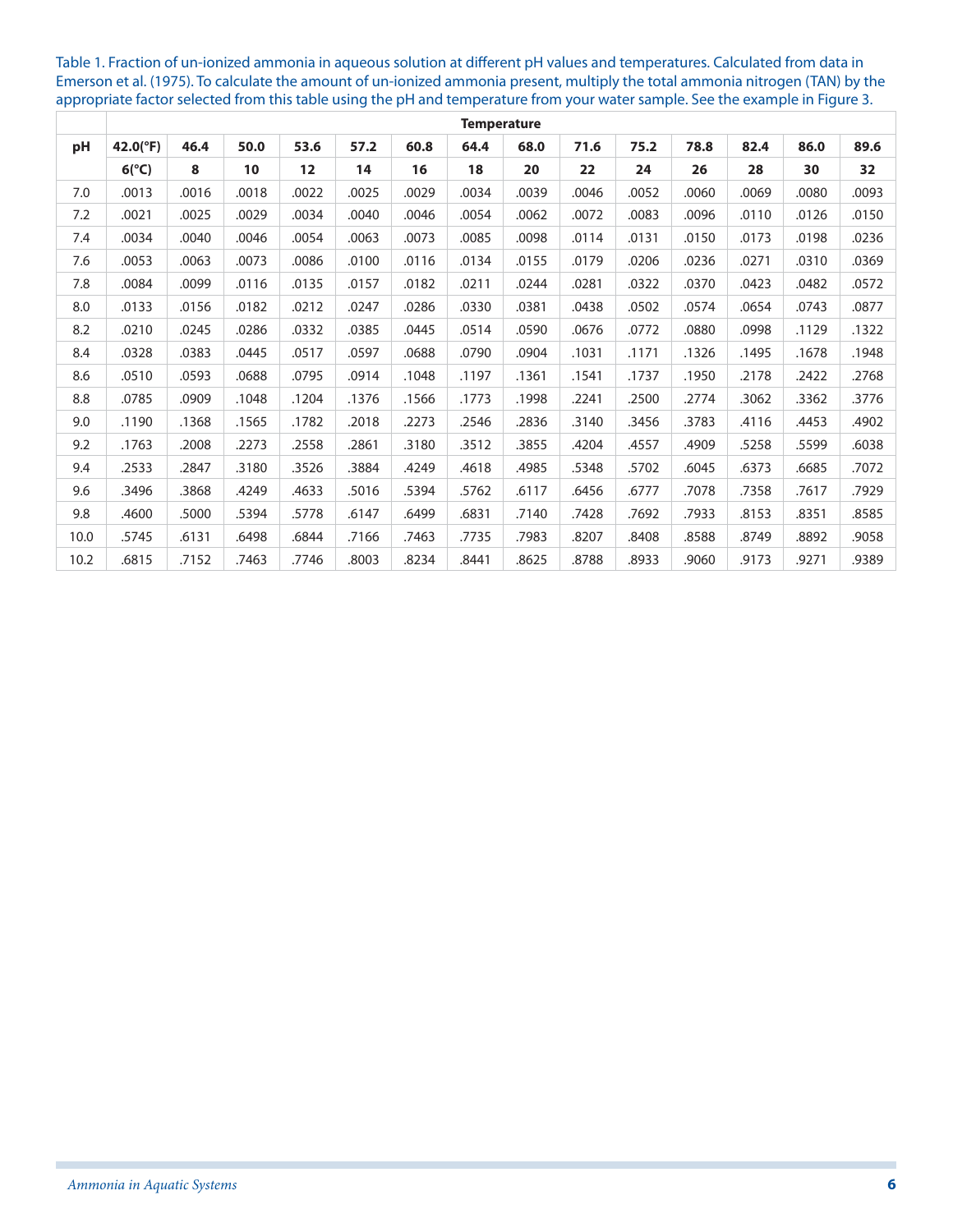Table 1. Fraction of un-ionized ammonia in aqueous solution at different pH values and temperatures. Calculated from data in Emerson et al. (1975). To calculate the amount of un-ionized ammonia present, multiply the total ammonia nitrogen (TAN) by the appropriate factor selected from this table using the pH and temperature from your water sample. See the example in Figure 3.

| | Temperature | | | | | | | | | | | | | |
|---|---|---|---|---|---|---|---|---|---|---|---|---|---|---|
| **pH** | **42.0(°F)** | **46.4** | **50.0** | **53.6** | **57.2** | **60.8** | **64.4** | **68.0** | **71.6** | **75.2** | **78.8** | **82.4** | **86.0** | **89.6** |
| | **6(°C)** | **8** | **10** | **12** | **14** | **16** | **18** | **20** | **22** | **24** | **26** | **28** | **30** | **32** |
| 7.0 | .0013 | .0016 | .0018 | .0022 | .0025 | .0029 | .0034 | .0039 | .0046 | .0052 | .0060 | .0069 | .0080 | .0093 |
| 7.2 | .0021 | .0025 | .0029 | .0034 | .0040 | .0046 | .0054 | .0062 | .0072 | .0083 | .0096 | .0110 | .0126 | .0150 |
| 7.4 | .0034 | .0040 | .0046 | .0054 | .0063 | .0073 | .0085 | .0098 | .0114 | .0131 | .0150 | .0173 | .0198 | .0236 |
| 7.6 | .0053 | .0063 | .0073 | .0086 | .0100 | .0116 | .0134 | .0155 | .0179 | .0206 | .0236 | .0271 | .0310 | .0369 |
| 7.8 | .0084 | .0099 | .0116 | .0135 | .0157 | .0182 | .0211 | .0244 | .0281 | .0322 | .0370 | .0423 | .0482 | .0572 |
| 8.0 | .0133 | .0156 | .0182 | .0212 | .0247 | .0286 | .0330 | .0381 | .0438 | .0502 | .0574 | .0654 | .0743 | .0877 |
| 8.2 | .0210 | .0245 | .0286 | .0332 | .0385 | .0445 | .0514 | .0590 | .0676 | .0772 | .0880 | .0998 | .1129 | .1322 |
| 8.4 | .0328 | .0383 | .0445 | .0517 | .0597 | .0688 | .0790 | .0904 | .1031 | .1171 | .1326 | .1495 | .1678 | .1948 |
| 8.6 | .0510 | .0593 | .0688 | .0795 | .0914 | .1048 | .1197 | .1361 | .1541 | .1737 | .1950 | .2178 | .2422 | .2768 |
| 8.8 | .0785 | .0909 | .1048 | .1204 | .1376 | .1566 | .1773 | .1998 | .2241 | .2500 | .2774 | .3062 | .3362 | .3776 |
| 9.0 | .1190 | .1368 | .1565 | .1782 | .2018 | .2273 | .2546 | .2836 | .3140 | .3456 | .3783 | .4116 | .4453 | .4902 |
| 9.2 | .1763 | .2008 | .2273 | .2558 | .2861 | .3180 | .3512 | .3855 | .4204 | .4557 | .4909 | .5258 | .5599 | .6038 |
| 9.4 | .2533 | .2847 | .3180 | .3526 | .3884 | .4249 | .4618 | .4985 | .5348 | .5702 | .6045 | .6373 | .6685 | .7072 |
| 9.6 | .3496 | .3868 | .4249 | .4633 | .5016 | .5394 | .5762 | .6117 | .6456 | .6777 | .7078 | .7358 | .7617 | .7929 |
| 9.8 | .4600 | .5000 | .5394 | .5778 | .6147 | .6499 | .6831 | .7140 | .7428 | .7692 | .7933 | .8153 | .8351 | .8585 |
| 10.0 | .5745 | .6131 | .6498 | .6844 | .7166 | .7463 | .7735 | .7983 | .8207 | .8408 | .8588 | .8749 | .8892 | .9058 |
| 10.2 | .6815 | .7152 | .7463 | .7746 | .8003 | .8234 | .8441 | .8625 | .8788 | .8933 | .9060 | .9173 | .9271 | .9389 |